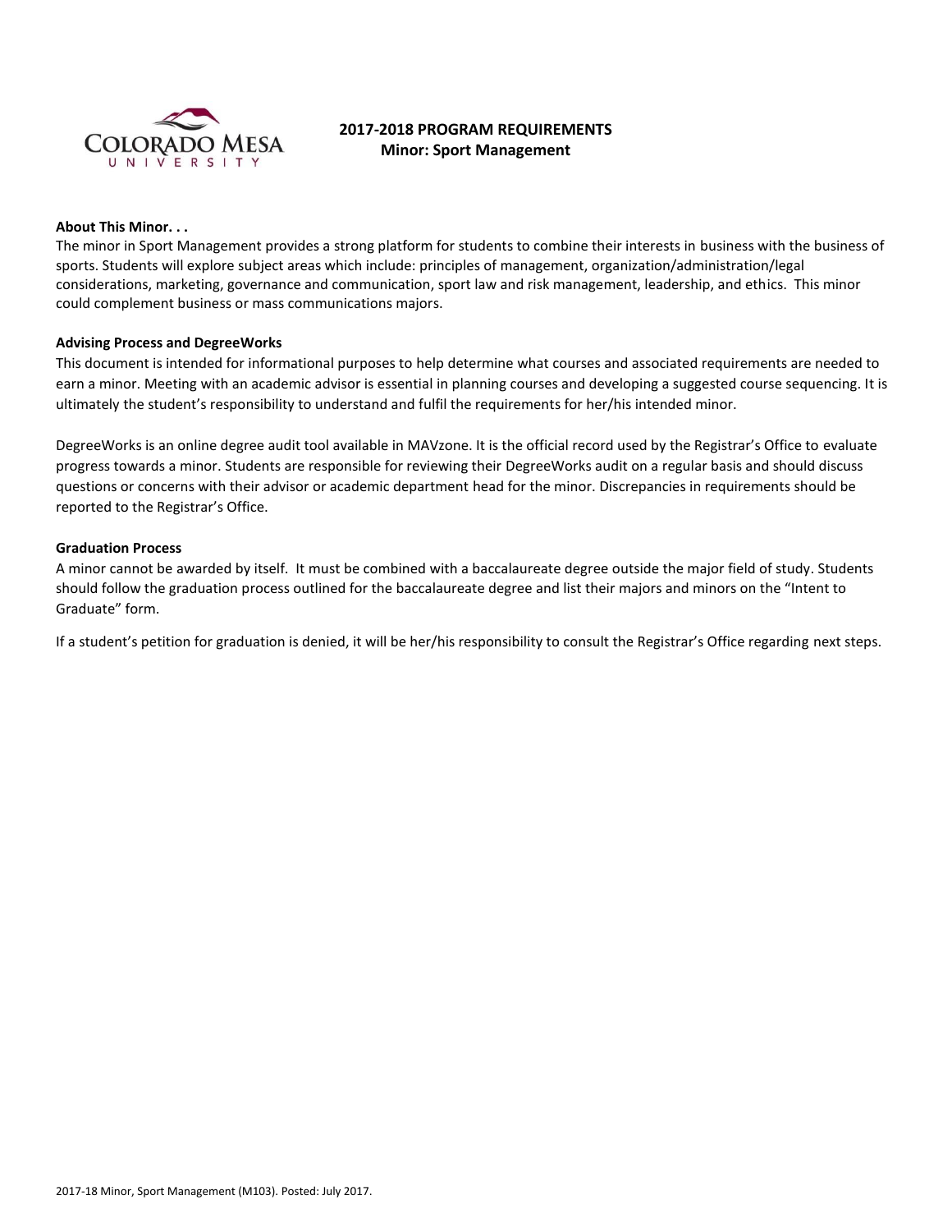**2017-2018 PROGRAM REQUIREMENTS**
**Minor: Sport Management**

**About This Minor. . .**

The minor in Sport Management provides a strong platform for students to combine their interests in business with the business of sports. Students will explore subject areas which include: principles of management, organization/administration/legal considerations, marketing, governance and communication, sport law and risk management, leadership, and ethics. This minor could complement business or mass communications majors.

**Advising Process and DegreeWorks**

This document is intended for informational purposes to help determine what courses and associated requirements are needed to earn a minor. Meeting with an academic advisor is essential in planning courses and developing a suggested course sequencing. It is ultimately the student's responsibility to understand and fulfil the requirements for her/his intended minor.

DegreeWorks is an online degree audit tool available in MAVzone. It is the official record used by the Registrar's Office to evaluate progress towards a minor. Students are responsible for reviewing their DegreeWorks audit on a regular basis and should discuss questions or concerns with their advisor or academic department head for the minor. Discrepancies in requirements should be reported to the Registrar's Office.

**Graduation Process**

A minor cannot be awarded by itself. It must be combined with a baccalaureate degree outside the major field of study. Students should follow the graduation process outlined for the baccalaureate degree and list their majors and minors on the "Intent to Graduate" form.

If a student's petition for graduation is denied, it will be her/his responsibility to consult the Registrar's Office regarding next steps.

2017-18 Minor, Sport Management (M103). Posted: July 2017.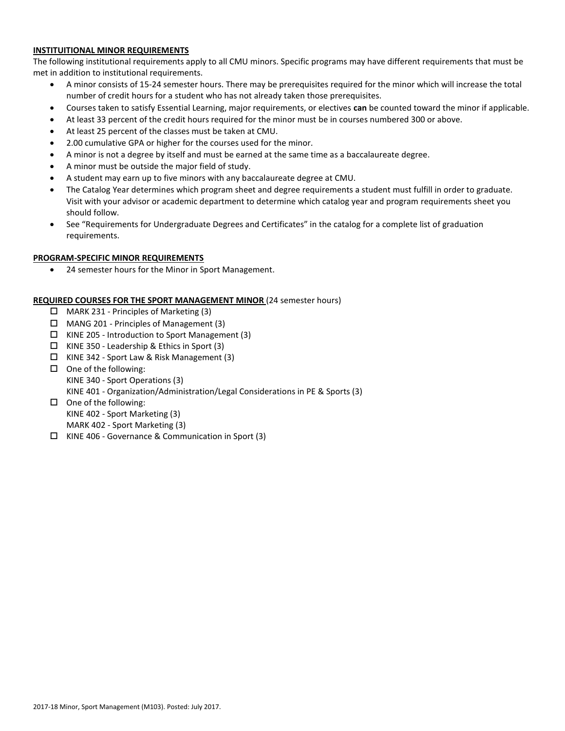**INSTITUITIONAL MINOR REQUIREMENTS**

The following institutional requirements apply to all CMU minors. Specific programs may have different requirements that must be met in addition to institutional requirements.

- A minor consists of 15-24 semester hours. There may be prerequisites required for the minor which will increase the total number of credit hours for a student who has not already taken those prerequisites.
- Courses taken to satisfy Essential Learning, major requirements, or electives **can** be counted toward the minor if applicable.
- At least 33 percent of the credit hours required for the minor must be in courses numbered 300 or above.
- At least 25 percent of the classes must be taken at CMU.
- 2.00 cumulative GPA or higher for the courses used for the minor.
- A minor is not a degree by itself and must be earned at the same time as a baccalaureate degree.
- A minor must be outside the major field of study.
- A student may earn up to five minors with any baccalaureate degree at CMU.
- The Catalog Year determines which program sheet and degree requirements a student must fulfill in order to graduate. Visit with your advisor or academic department to determine which catalog year and program requirements sheet you should follow.
- See "Requirements for Undergraduate Degrees and Certificates" in the catalog for a complete list of graduation requirements.

**PROGRAM-SPECIFIC MINOR REQUIREMENTS**

- 24 semester hours for the Minor in Sport Management.

**REQUIRED COURSES FOR THE SPORT MANAGEMENT MINOR** (24 semester hours)

- ☐ MARK 231 - Principles of Marketing (3)
- ☐ MANG 201 - Principles of Management (3)
- ☐ KINE 205 - Introduction to Sport Management (3)
- ☐ KINE 350 - Leadership & Ethics in Sport (3)
- ☐ KINE 342 - Sport Law & Risk Management (3)
- ☐ One of the following:
  KINE 340 - Sport Operations (3)
  KINE 401 - Organization/Administration/Legal Considerations in PE & Sports (3)
- ☐ One of the following:
  KINE 402 - Sport Marketing (3)
  MARK 402 - Sport Marketing (3)
- ☐ KINE 406 - Governance & Communication in Sport (3)

2017-18 Minor, Sport Management (M103). Posted: July 2017.